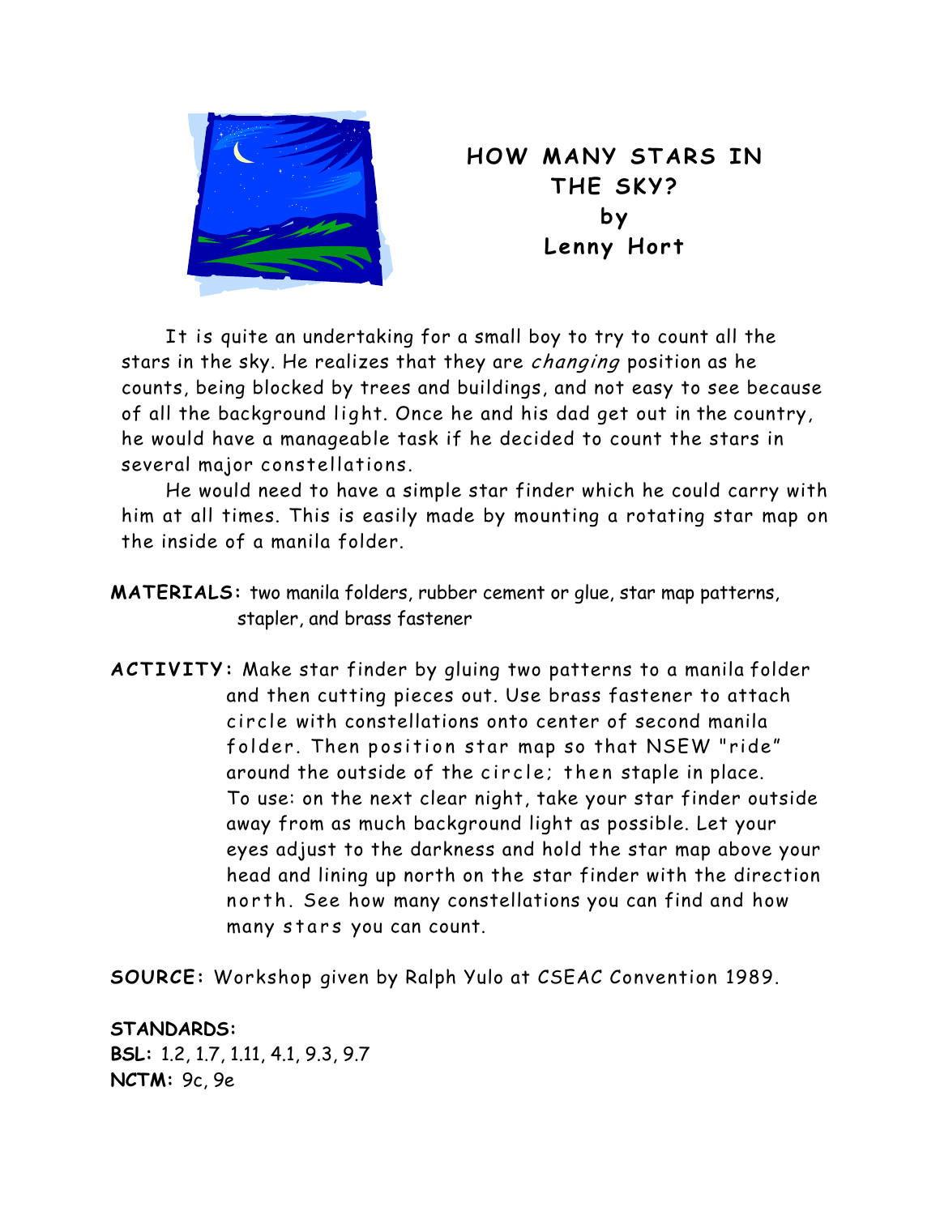# HOW MANY STARS IN THE SKY?
## by
## Lenny Hort

It is quite an undertaking for a small boy to try to count all the stars in the sky. He realizes that they are *changing* position as he counts, being blocked by trees and buildings, and not easy to see because of all the background light. Once he and his dad get out in the country, he would have a manageable task if he decided to count the stars in several major constellations.

He would need to have a simple star finder which he could carry with him at all times. This is easily made by mounting a rotating star map on the inside of a manila folder.

**MATERIALS:** two manila folders, rubber cement or glue, star map patterns, stapler, and brass fastener

**ACTIVITY:** Make star finder by gluing two patterns to a manila folder and then cutting pieces out. Use brass fastener to attach circle with constellations onto center of second manila folder. Then position star map so that NSEW "ride" around the outside of the circle; then staple in place. To use: on the next clear night, take your star finder outside away from as much background light as possible. Let your eyes adjust to the darkness and hold the star map above your head and lining up north on the star finder with the direction north. See how many constellations you can find and how many stars you can count.

**SOURCE:** Workshop given by Ralph Yulo at CSEAC Convention 1989.

**STANDARDS:**
**BSL:** 1.2, 1.7, 1.11, 4.1, 9.3, 9.7
**NCTM:** 9c, 9e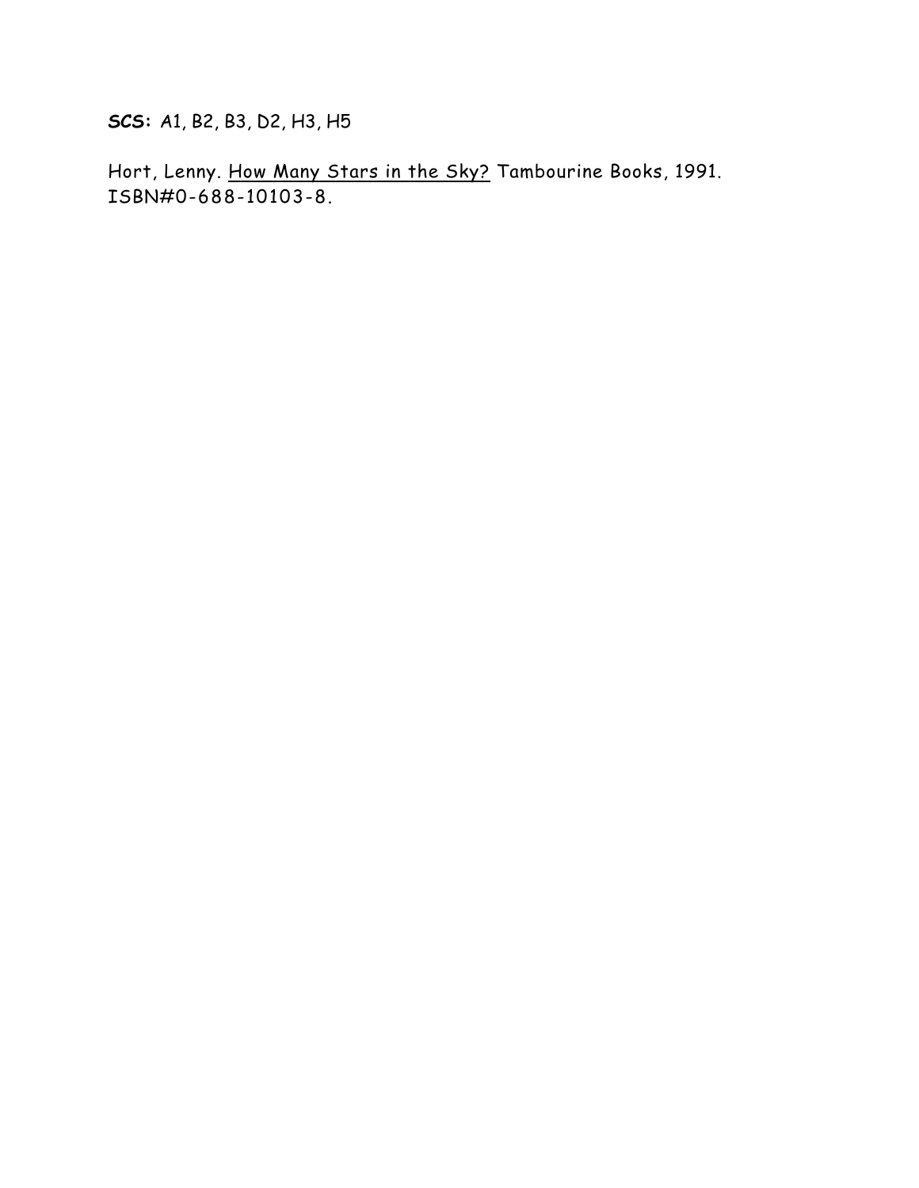**SCS:** A1, B2, B3, D2, H3, H5

Hort, Lenny. <u>How Many Stars in the Sky?</u> Tambourine Books, 1991. ISBN#0-688-10103-8.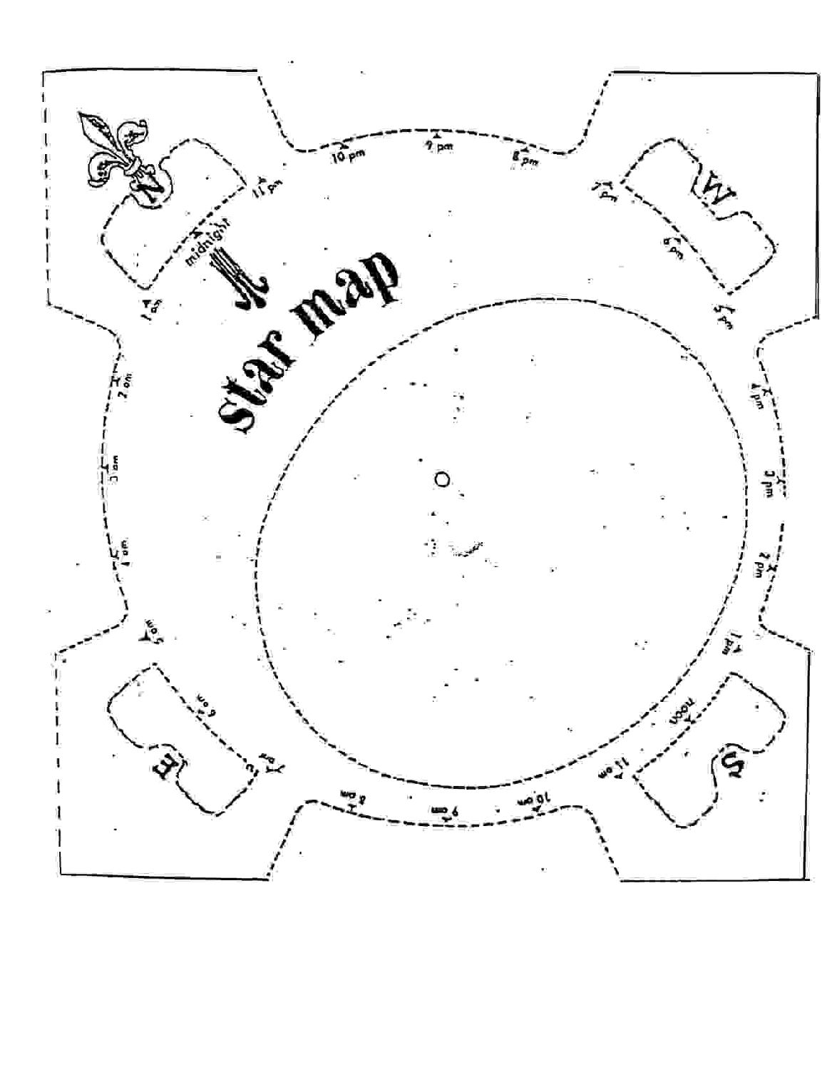# star map

N

W

S

E

midnight

1 am

2 am

3 am

4 am

5 am

6 am

7 am

8 am

9 am

10 am

11 am

noon

1 pm

2 pm

3 pm

4 pm

5 pm

6 pm

7 pm

8 pm

9 pm

10 pm

11 pm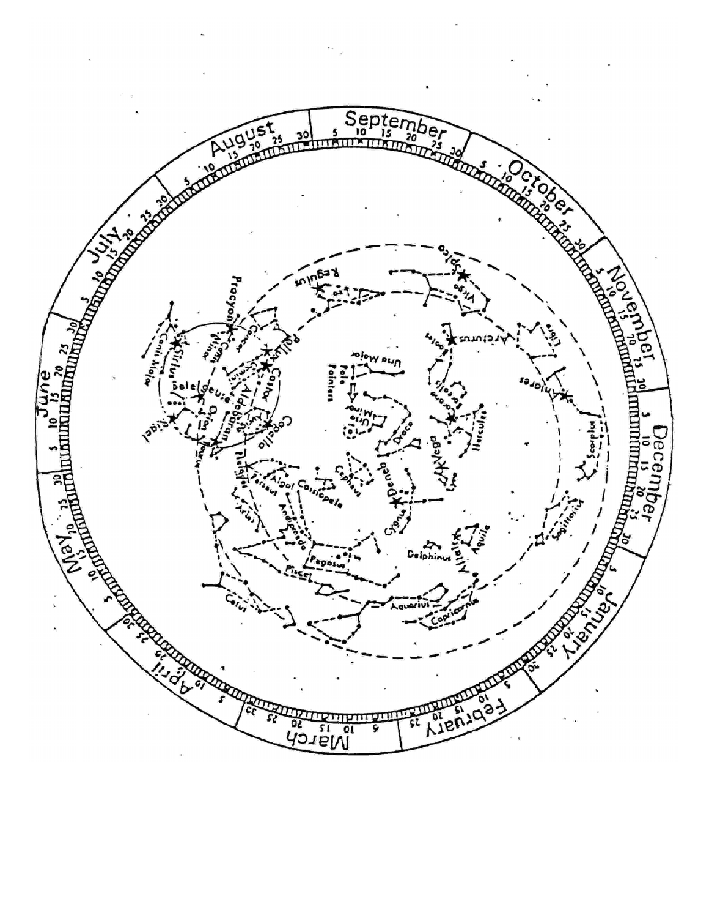September

October

November

December

January

February

March

April

May

June

July

August

Regulus

Virgo

Spica

Libra

Arcturus

Bootes

Corona Borealis

Hercules

Antares

Scorpius

Sagittarius

Vega

Lyra

Deneb

Cygnus

Aquila

Altair

Delphinus

Capricornus

Aquarius

Pegasus

Pisces

Cetus

Andromeda

Aries

Perseus

Algol

Cassiopeia

Cepheus

Draco

Ursa Minor

Pole

Pointers

Ursa Major

Capella

Castor

Pollux

Gemini

Cancer

Procyon

Canis Minor

Sirius

Canis Major

Betelgeuse

Orion

Rigel

Aldebaran

Pleiades